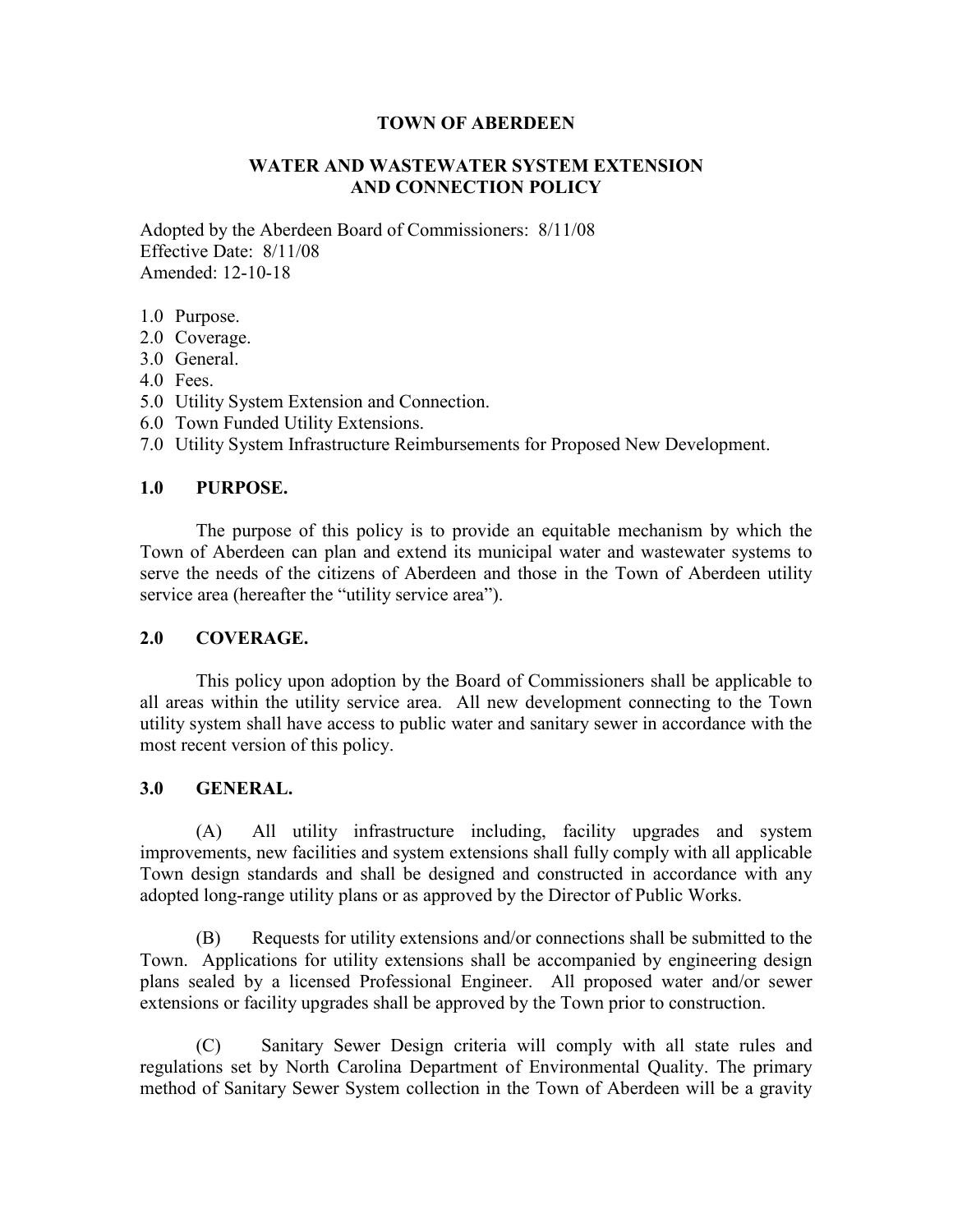# TOWN OF ABERDEEN

## WATER AND WASTEWATER SYSTEM EXTENSION AND CONNECTION POLICY

Adopted by the Aberdeen Board of Commissioners: 8/11/08
Effective Date: 8/11/08
Amended: 12-10-18

1.0 Purpose.
2.0 Coverage.
3.0 General.
4.0 Fees.
5.0 Utility System Extension and Connection.
6.0 Town Funded Utility Extensions.
7.0 Utility System Infrastructure Reimbursements for Proposed New Development.

### 1.0 PURPOSE.

The purpose of this policy is to provide an equitable mechanism by which the Town of Aberdeen can plan and extend its municipal water and wastewater systems to serve the needs of the citizens of Aberdeen and those in the Town of Aberdeen utility service area (hereafter the "utility service area").

### 2.0 COVERAGE.

This policy upon adoption by the Board of Commissioners shall be applicable to all areas within the utility service area. All new development connecting to the Town utility system shall have access to public water and sanitary sewer in accordance with the most recent version of this policy.

### 3.0 GENERAL.

(A) All utility infrastructure including, facility upgrades and system improvements, new facilities and system extensions shall fully comply with all applicable Town design standards and shall be designed and constructed in accordance with any adopted long-range utility plans or as approved by the Director of Public Works.

(B) Requests for utility extensions and/or connections shall be submitted to the Town. Applications for utility extensions shall be accompanied by engineering design plans sealed by a licensed Professional Engineer. All proposed water and/or sewer extensions or facility upgrades shall be approved by the Town prior to construction.

(C) Sanitary Sewer Design criteria will comply with all state rules and regulations set by North Carolina Department of Environmental Quality. The primary method of Sanitary Sewer System collection in the Town of Aberdeen will be a gravity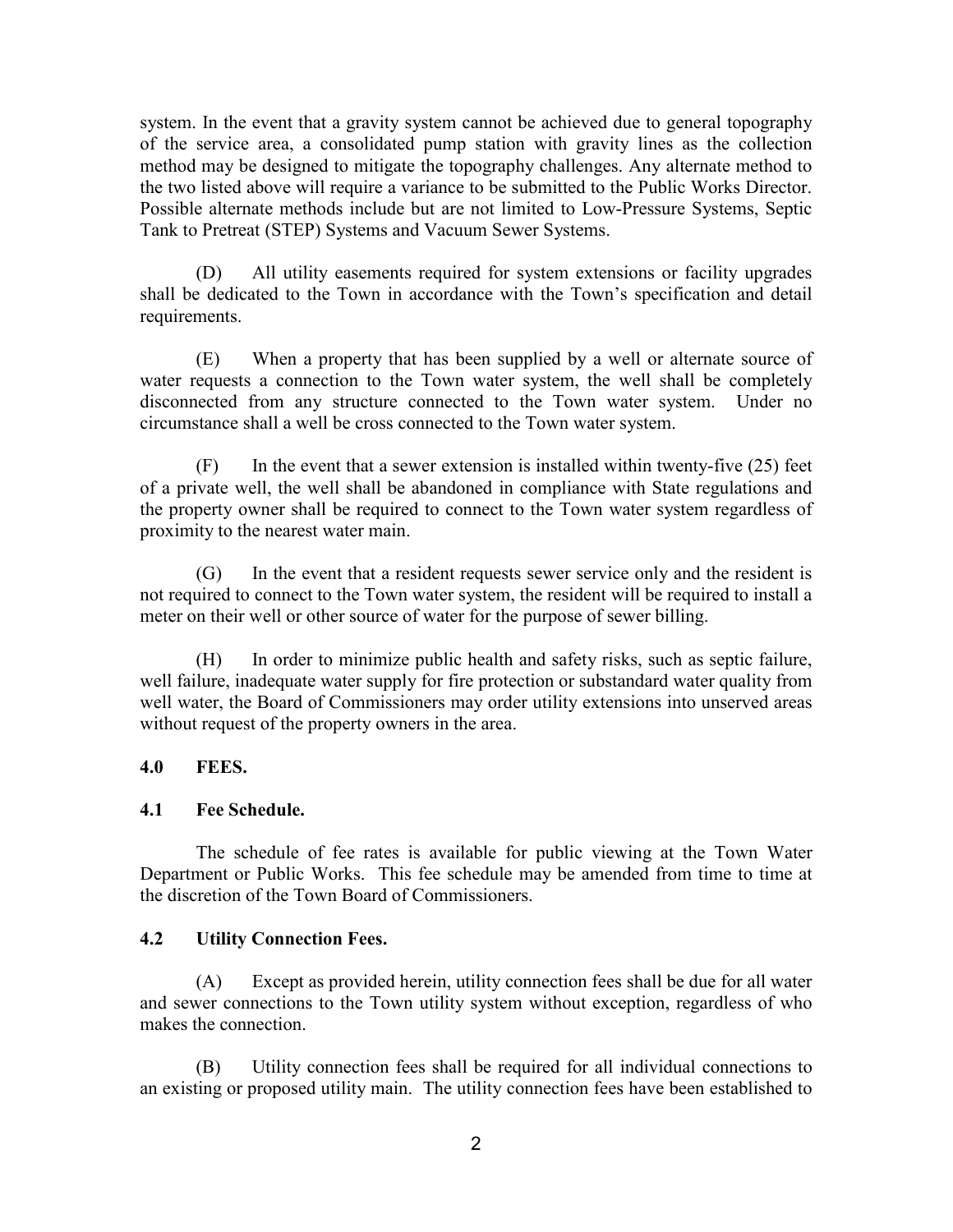system. In the event that a gravity system cannot be achieved due to general topography of the service area, a consolidated pump station with gravity lines as the collection method may be designed to mitigate the topography challenges. Any alternate method to the two listed above will require a variance to be submitted to the Public Works Director. Possible alternate methods include but are not limited to Low-Pressure Systems, Septic Tank to Pretreat (STEP) Systems and Vacuum Sewer Systems.

(D) All utility easements required for system extensions or facility upgrades shall be dedicated to the Town in accordance with the Town's specification and detail requirements.

(E) When a property that has been supplied by a well or alternate source of water requests a connection to the Town water system, the well shall be completely disconnected from any structure connected to the Town water system. Under no circumstance shall a well be cross connected to the Town water system.

(F) In the event that a sewer extension is installed within twenty-five (25) feet of a private well, the well shall be abandoned in compliance with State regulations and the property owner shall be required to connect to the Town water system regardless of proximity to the nearest water main.

(G) In the event that a resident requests sewer service only and the resident is not required to connect to the Town water system, the resident will be required to install a meter on their well or other source of water for the purpose of sewer billing.

(H) In order to minimize public health and safety risks, such as septic failure, well failure, inadequate water supply for fire protection or substandard water quality from well water, the Board of Commissioners may order utility extensions into unserved areas without request of the property owners in the area.

## 4.0 FEES.

### 4.1 Fee Schedule.

The schedule of fee rates is available for public viewing at the Town Water Department or Public Works. This fee schedule may be amended from time to time at the discretion of the Town Board of Commissioners.

### 4.2 Utility Connection Fees.

(A) Except as provided herein, utility connection fees shall be due for all water and sewer connections to the Town utility system without exception, regardless of who makes the connection.

(B) Utility connection fees shall be required for all individual connections to an existing or proposed utility main. The utility connection fees have been established to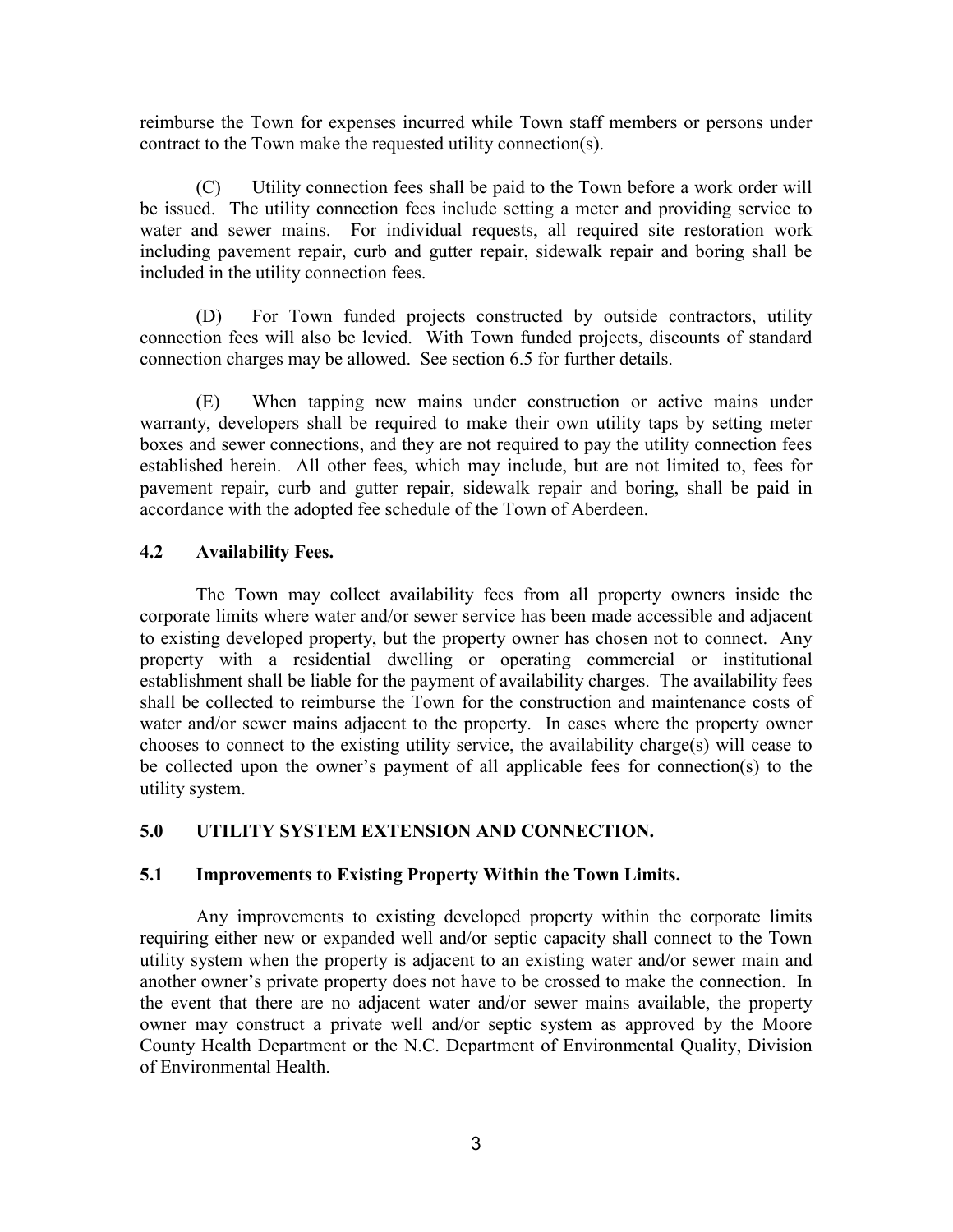reimburse the Town for expenses incurred while Town staff members or persons under contract to the Town make the requested utility connection(s).

(C) Utility connection fees shall be paid to the Town before a work order will be issued. The utility connection fees include setting a meter and providing service to water and sewer mains. For individual requests, all required site restoration work including pavement repair, curb and gutter repair, sidewalk repair and boring shall be included in the utility connection fees.

(D) For Town funded projects constructed by outside contractors, utility connection fees will also be levied. With Town funded projects, discounts of standard connection charges may be allowed. See section 6.5 for further details.

(E) When tapping new mains under construction or active mains under warranty, developers shall be required to make their own utility taps by setting meter boxes and sewer connections, and they are not required to pay the utility connection fees established herein. All other fees, which may include, but are not limited to, fees for pavement repair, curb and gutter repair, sidewalk repair and boring, shall be paid in accordance with the adopted fee schedule of the Town of Aberdeen.

### 4.2 Availability Fees.

The Town may collect availability fees from all property owners inside the corporate limits where water and/or sewer service has been made accessible and adjacent to existing developed property, but the property owner has chosen not to connect. Any property with a residential dwelling or operating commercial or institutional establishment shall be liable for the payment of availability charges. The availability fees shall be collected to reimburse the Town for the construction and maintenance costs of water and/or sewer mains adjacent to the property. In cases where the property owner chooses to connect to the existing utility service, the availability charge(s) will cease to be collected upon the owner's payment of all applicable fees for connection(s) to the utility system.

## 5.0 UTILITY SYSTEM EXTENSION AND CONNECTION.

### 5.1 Improvements to Existing Property Within the Town Limits.

Any improvements to existing developed property within the corporate limits requiring either new or expanded well and/or septic capacity shall connect to the Town utility system when the property is adjacent to an existing water and/or sewer main and another owner's private property does not have to be crossed to make the connection. In the event that there are no adjacent water and/or sewer mains available, the property owner may construct a private well and/or septic system as approved by the Moore County Health Department or the N.C. Department of Environmental Quality, Division of Environmental Health.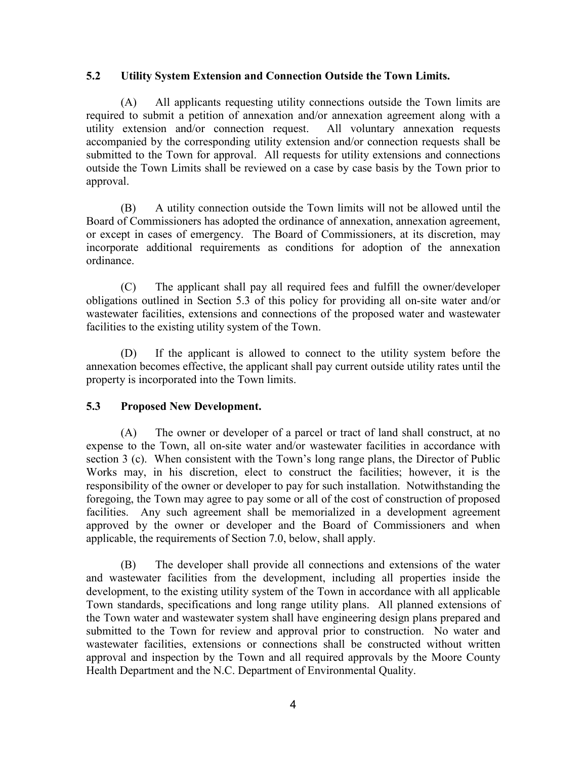### 5.2 Utility System Extension and Connection Outside the Town Limits.

(A) All applicants requesting utility connections outside the Town limits are required to submit a petition of annexation and/or annexation agreement along with a utility extension and/or connection request. All voluntary annexation requests accompanied by the corresponding utility extension and/or connection requests shall be submitted to the Town for approval. All requests for utility extensions and connections outside the Town Limits shall be reviewed on a case by case basis by the Town prior to approval.

(B) A utility connection outside the Town limits will not be allowed until the Board of Commissioners has adopted the ordinance of annexation, annexation agreement, or except in cases of emergency. The Board of Commissioners, at its discretion, may incorporate additional requirements as conditions for adoption of the annexation ordinance.

(C) The applicant shall pay all required fees and fulfill the owner/developer obligations outlined in Section 5.3 of this policy for providing all on-site water and/or wastewater facilities, extensions and connections of the proposed water and wastewater facilities to the existing utility system of the Town.

(D) If the applicant is allowed to connect to the utility system before the annexation becomes effective, the applicant shall pay current outside utility rates until the property is incorporated into the Town limits.

### 5.3 Proposed New Development.

(A) The owner or developer of a parcel or tract of land shall construct, at no expense to the Town, all on-site water and/or wastewater facilities in accordance with section 3 (c). When consistent with the Town's long range plans, the Director of Public Works may, in his discretion, elect to construct the facilities; however, it is the responsibility of the owner or developer to pay for such installation. Notwithstanding the foregoing, the Town may agree to pay some or all of the cost of construction of proposed facilities. Any such agreement shall be memorialized in a development agreement approved by the owner or developer and the Board of Commissioners and when applicable, the requirements of Section 7.0, below, shall apply.

(B) The developer shall provide all connections and extensions of the water and wastewater facilities from the development, including all properties inside the development, to the existing utility system of the Town in accordance with all applicable Town standards, specifications and long range utility plans. All planned extensions of the Town water and wastewater system shall have engineering design plans prepared and submitted to the Town for review and approval prior to construction. No water and wastewater facilities, extensions or connections shall be constructed without written approval and inspection by the Town and all required approvals by the Moore County Health Department and the N.C. Department of Environmental Quality.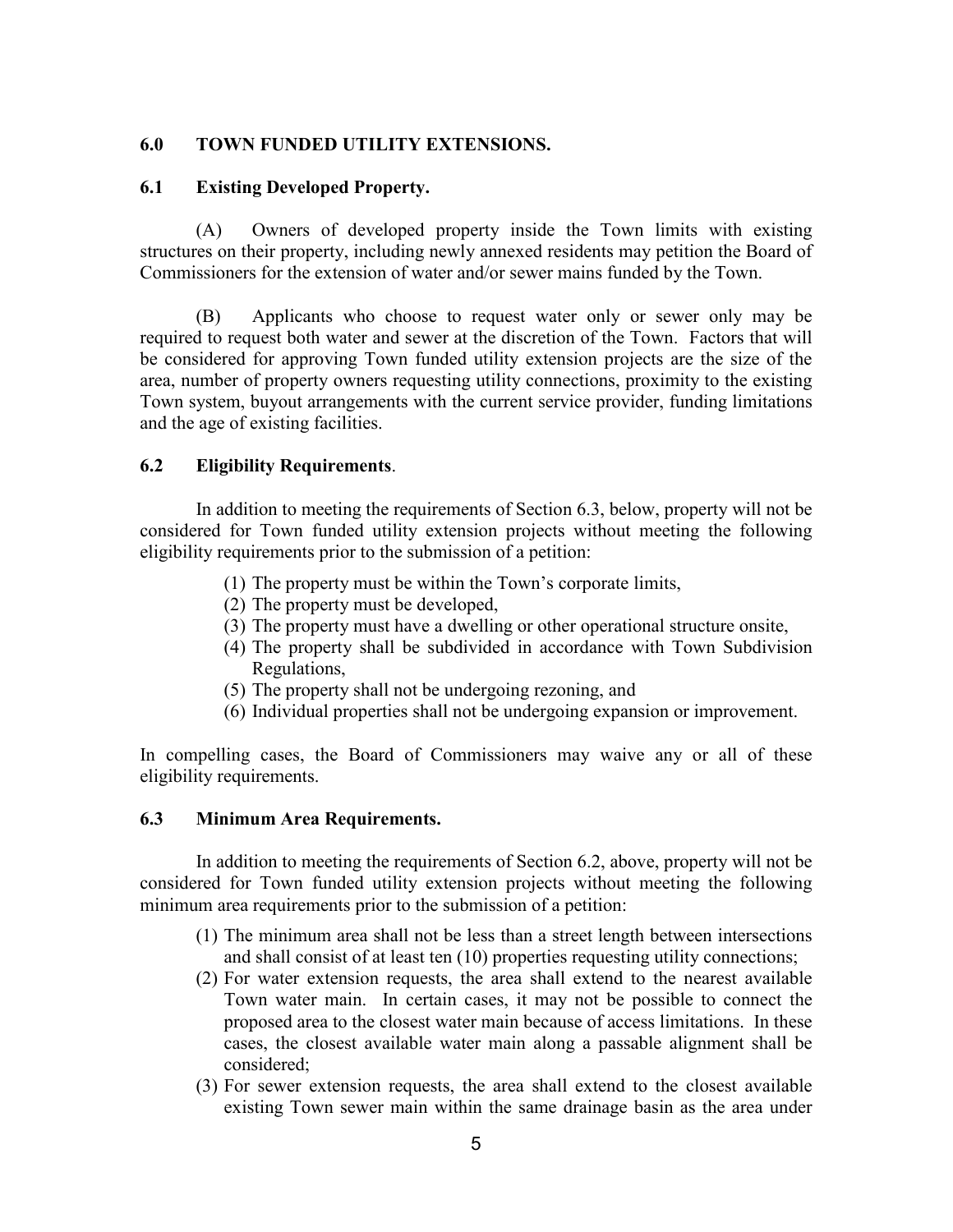## 6.0 TOWN FUNDED UTILITY EXTENSIONS.

### 6.1 Existing Developed Property.

(A) Owners of developed property inside the Town limits with existing structures on their property, including newly annexed residents may petition the Board of Commissioners for the extension of water and/or sewer mains funded by the Town.

(B) Applicants who choose to request water only or sewer only may be required to request both water and sewer at the discretion of the Town. Factors that will be considered for approving Town funded utility extension projects are the size of the area, number of property owners requesting utility connections, proximity to the existing Town system, buyout arrangements with the current service provider, funding limitations and the age of existing facilities.

### 6.2 Eligibility Requirements.

In addition to meeting the requirements of Section 6.3, below, property will not be considered for Town funded utility extension projects without meeting the following eligibility requirements prior to the submission of a petition:

(1) The property must be within the Town's corporate limits,
(2) The property must be developed,
(3) The property must have a dwelling or other operational structure onsite,
(4) The property shall be subdivided in accordance with Town Subdivision Regulations,
(5) The property shall not be undergoing rezoning, and
(6) Individual properties shall not be undergoing expansion or improvement.

In compelling cases, the Board of Commissioners may waive any or all of these eligibility requirements.

### 6.3 Minimum Area Requirements.

In addition to meeting the requirements of Section 6.2, above, property will not be considered for Town funded utility extension projects without meeting the following minimum area requirements prior to the submission of a petition:

(1) The minimum area shall not be less than a street length between intersections and shall consist of at least ten (10) properties requesting utility connections;
(2) For water extension requests, the area shall extend to the nearest available Town water main. In certain cases, it may not be possible to connect the proposed area to the closest water main because of access limitations. In these cases, the closest available water main along a passable alignment shall be considered;
(3) For sewer extension requests, the area shall extend to the closest available existing Town sewer main within the same drainage basin as the area under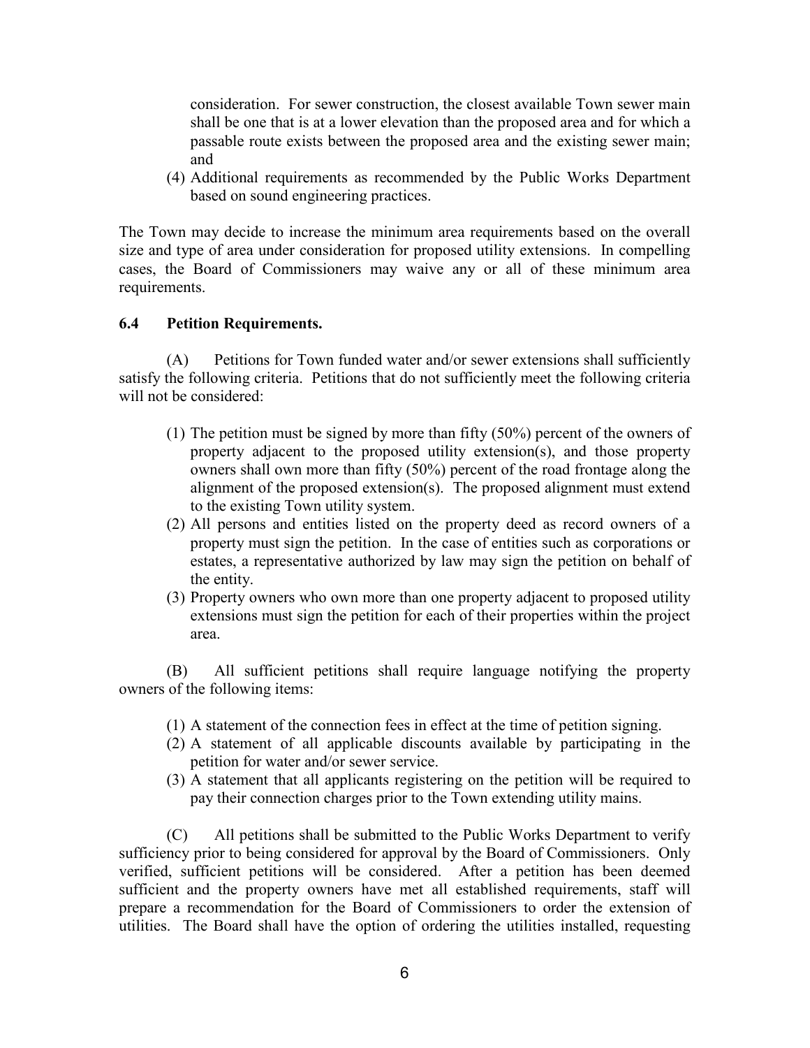consideration. For sewer construction, the closest available Town sewer main shall be one that is at a lower elevation than the proposed area and for which a passable route exists between the proposed area and the existing sewer main; and

(4) Additional requirements as recommended by the Public Works Department based on sound engineering practices.

The Town may decide to increase the minimum area requirements based on the overall size and type of area under consideration for proposed utility extensions. In compelling cases, the Board of Commissioners may waive any or all of these minimum area requirements.

### 6.4 Petition Requirements.

(A) Petitions for Town funded water and/or sewer extensions shall sufficiently satisfy the following criteria. Petitions that do not sufficiently meet the following criteria will not be considered:

(1) The petition must be signed by more than fifty (50%) percent of the owners of property adjacent to the proposed utility extension(s), and those property owners shall own more than fifty (50%) percent of the road frontage along the alignment of the proposed extension(s). The proposed alignment must extend to the existing Town utility system.

(2) All persons and entities listed on the property deed as record owners of a property must sign the petition. In the case of entities such as corporations or estates, a representative authorized by law may sign the petition on behalf of the entity.

(3) Property owners who own more than one property adjacent to proposed utility extensions must sign the petition for each of their properties within the project area.

(B) All sufficient petitions shall require language notifying the property owners of the following items:

(1) A statement of the connection fees in effect at the time of petition signing.

(2) A statement of all applicable discounts available by participating in the petition for water and/or sewer service.

(3) A statement that all applicants registering on the petition will be required to pay their connection charges prior to the Town extending utility mains.

(C) All petitions shall be submitted to the Public Works Department to verify sufficiency prior to being considered for approval by the Board of Commissioners. Only verified, sufficient petitions will be considered. After a petition has been deemed sufficient and the property owners have met all established requirements, staff will prepare a recommendation for the Board of Commissioners to order the extension of utilities. The Board shall have the option of ordering the utilities installed, requesting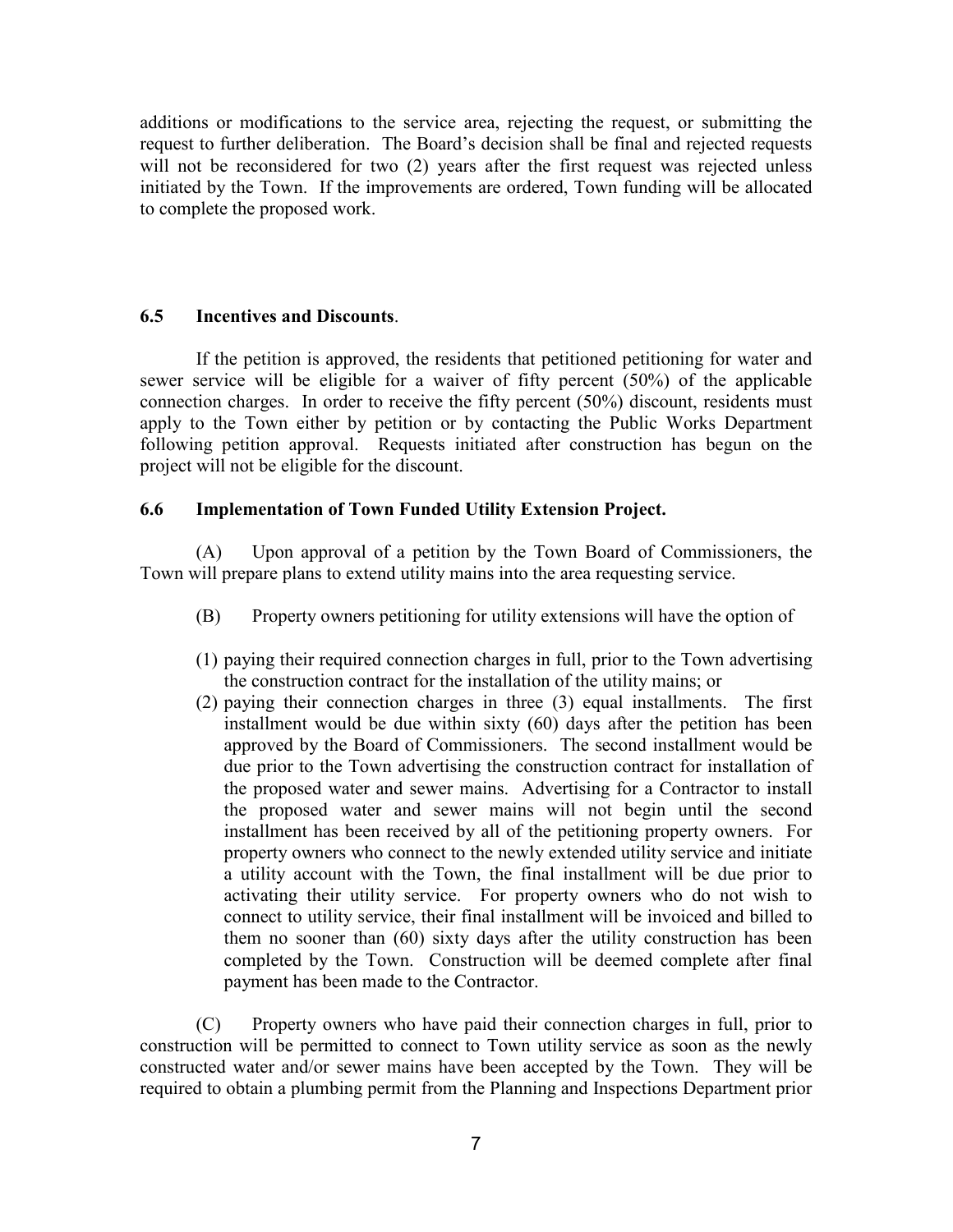additions or modifications to the service area, rejecting the request, or submitting the request to further deliberation. The Board's decision shall be final and rejected requests will not be reconsidered for two (2) years after the first request was rejected unless initiated by the Town. If the improvements are ordered, Town funding will be allocated to complete the proposed work.

### 6.5 Incentives and Discounts.

If the petition is approved, the residents that petitioned petitioning for water and sewer service will be eligible for a waiver of fifty percent (50%) of the applicable connection charges. In order to receive the fifty percent (50%) discount, residents must apply to the Town either by petition or by contacting the Public Works Department following petition approval. Requests initiated after construction has begun on the project will not be eligible for the discount.

### 6.6 Implementation of Town Funded Utility Extension Project.

(A) Upon approval of a petition by the Town Board of Commissioners, the Town will prepare plans to extend utility mains into the area requesting service.

(B) Property owners petitioning for utility extensions will have the option of

(1) paying their required connection charges in full, prior to the Town advertising the construction contract for the installation of the utility mains; or

(2) paying their connection charges in three (3) equal installments. The first installment would be due within sixty (60) days after the petition has been approved by the Board of Commissioners. The second installment would be due prior to the Town advertising the construction contract for installation of the proposed water and sewer mains. Advertising for a Contractor to install the proposed water and sewer mains will not begin until the second installment has been received by all of the petitioning property owners. For property owners who connect to the newly extended utility service and initiate a utility account with the Town, the final installment will be due prior to activating their utility service. For property owners who do not wish to connect to utility service, their final installment will be invoiced and billed to them no sooner than (60) sixty days after the utility construction has been completed by the Town. Construction will be deemed complete after final payment has been made to the Contractor.

(C) Property owners who have paid their connection charges in full, prior to construction will be permitted to connect to Town utility service as soon as the newly constructed water and/or sewer mains have been accepted by the Town. They will be required to obtain a plumbing permit from the Planning and Inspections Department prior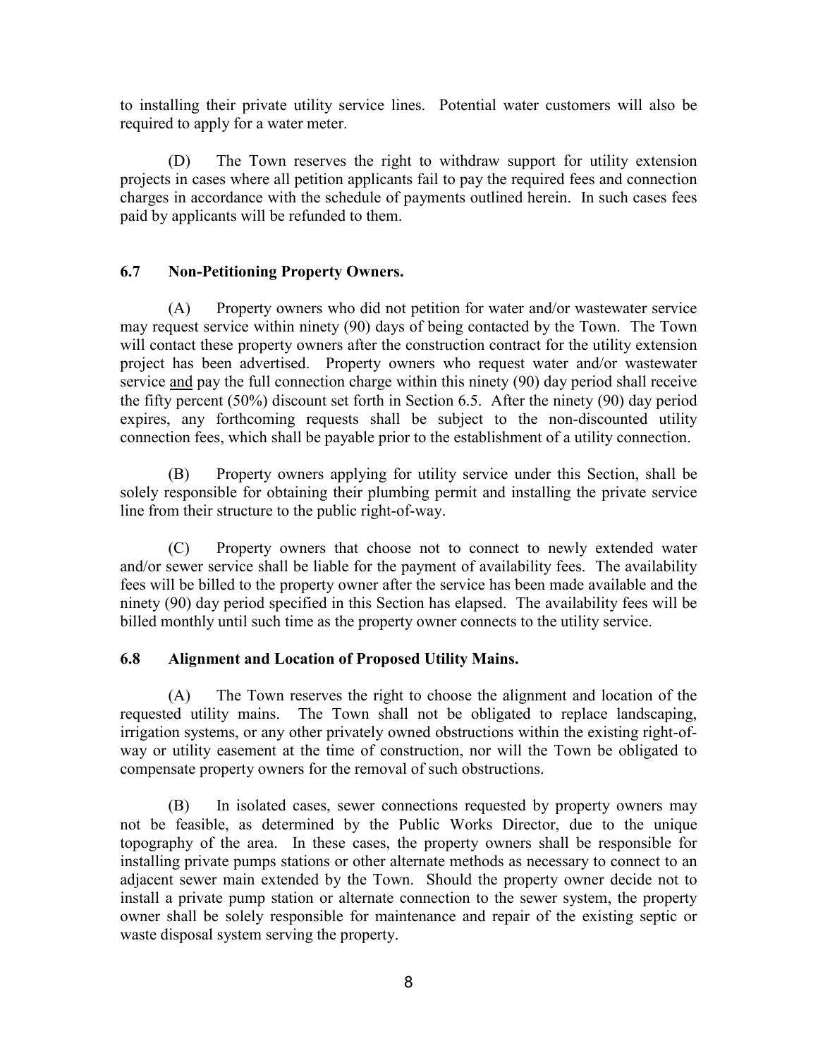to installing their private utility service lines. Potential water customers will also be required to apply for a water meter.

(D) The Town reserves the right to withdraw support for utility extension projects in cases where all petition applicants fail to pay the required fees and connection charges in accordance with the schedule of payments outlined herein. In such cases fees paid by applicants will be refunded to them.

### 6.7 Non-Petitioning Property Owners.

(A) Property owners who did not petition for water and/or wastewater service may request service within ninety (90) days of being contacted by the Town. The Town will contact these property owners after the construction contract for the utility extension project has been advertised. Property owners who request water and/or wastewater service <u>and</u> pay the full connection charge within this ninety (90) day period shall receive the fifty percent (50%) discount set forth in Section 6.5. After the ninety (90) day period expires, any forthcoming requests shall be subject to the non-discounted utility connection fees, which shall be payable prior to the establishment of a utility connection.

(B) Property owners applying for utility service under this Section, shall be solely responsible for obtaining their plumbing permit and installing the private service line from their structure to the public right-of-way.

(C) Property owners that choose not to connect to newly extended water and/or sewer service shall be liable for the payment of availability fees. The availability fees will be billed to the property owner after the service has been made available and the ninety (90) day period specified in this Section has elapsed. The availability fees will be billed monthly until such time as the property owner connects to the utility service.

### 6.8 Alignment and Location of Proposed Utility Mains.

(A) The Town reserves the right to choose the alignment and location of the requested utility mains. The Town shall not be obligated to replace landscaping, irrigation systems, or any other privately owned obstructions within the existing right-of-way or utility easement at the time of construction, nor will the Town be obligated to compensate property owners for the removal of such obstructions.

(B) In isolated cases, sewer connections requested by property owners may not be feasible, as determined by the Public Works Director, due to the unique topography of the area. In these cases, the property owners shall be responsible for installing private pumps stations or other alternate methods as necessary to connect to an adjacent sewer main extended by the Town. Should the property owner decide not to install a private pump station or alternate connection to the sewer system, the property owner shall be solely responsible for maintenance and repair of the existing septic or waste disposal system serving the property.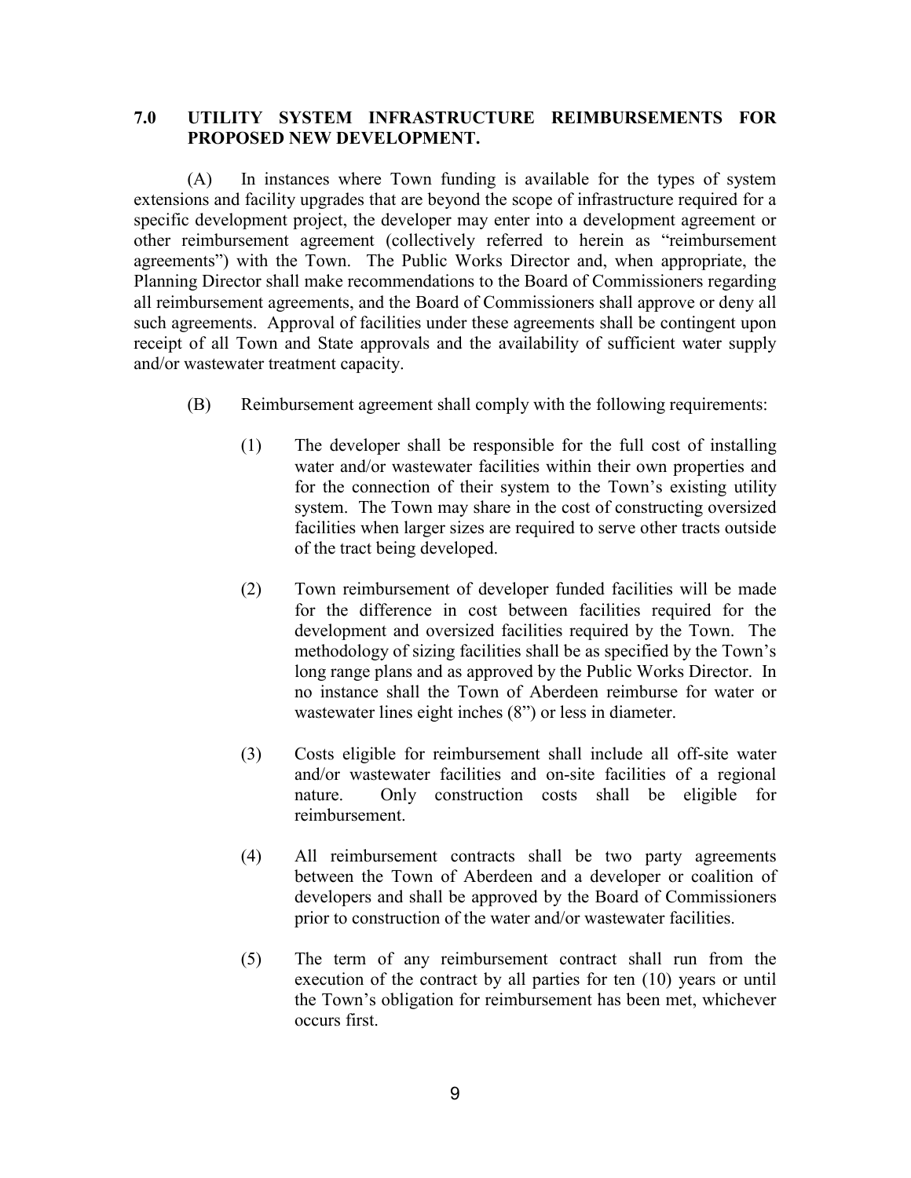## 7.0 UTILITY SYSTEM INFRASTRUCTURE REIMBURSEMENTS FOR PROPOSED NEW DEVELOPMENT.

(A) In instances where Town funding is available for the types of system extensions and facility upgrades that are beyond the scope of infrastructure required for a specific development project, the developer may enter into a development agreement or other reimbursement agreement (collectively referred to herein as "reimbursement agreements") with the Town. The Public Works Director and, when appropriate, the Planning Director shall make recommendations to the Board of Commissioners regarding all reimbursement agreements, and the Board of Commissioners shall approve or deny all such agreements. Approval of facilities under these agreements shall be contingent upon receipt of all Town and State approvals and the availability of sufficient water supply and/or wastewater treatment capacity.

(B) Reimbursement agreement shall comply with the following requirements:

(1) The developer shall be responsible for the full cost of installing water and/or wastewater facilities within their own properties and for the connection of their system to the Town's existing utility system. The Town may share in the cost of constructing oversized facilities when larger sizes are required to serve other tracts outside of the tract being developed.

(2) Town reimbursement of developer funded facilities will be made for the difference in cost between facilities required for the development and oversized facilities required by the Town. The methodology of sizing facilities shall be as specified by the Town's long range plans and as approved by the Public Works Director. In no instance shall the Town of Aberdeen reimburse for water or wastewater lines eight inches (8") or less in diameter.

(3) Costs eligible for reimbursement shall include all off-site water and/or wastewater facilities and on-site facilities of a regional nature. Only construction costs shall be eligible for reimbursement.

(4) All reimbursement contracts shall be two party agreements between the Town of Aberdeen and a developer or coalition of developers and shall be approved by the Board of Commissioners prior to construction of the water and/or wastewater facilities.

(5) The term of any reimbursement contract shall run from the execution of the contract by all parties for ten (10) years or until the Town's obligation for reimbursement has been met, whichever occurs first.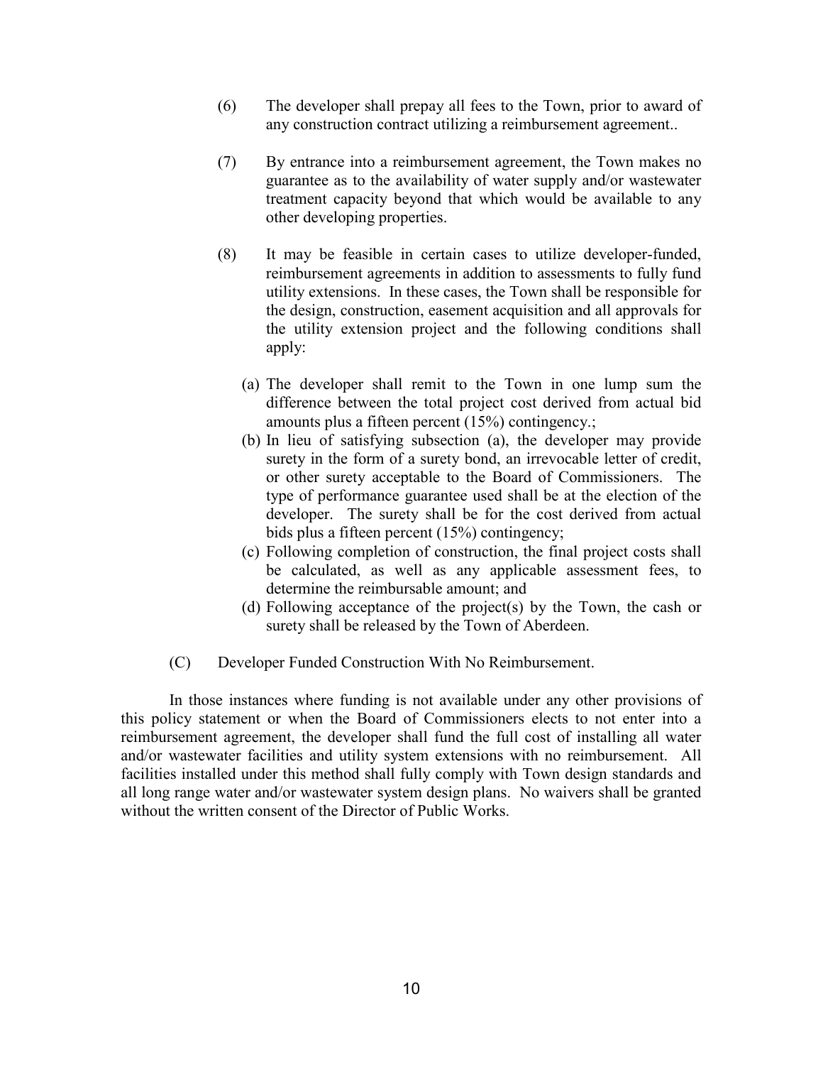(6) The developer shall prepay all fees to the Town, prior to award of any construction contract utilizing a reimbursement agreement..

(7) By entrance into a reimbursement agreement, the Town makes no guarantee as to the availability of water supply and/or wastewater treatment capacity beyond that which would be available to any other developing properties.

(8) It may be feasible in certain cases to utilize developer-funded, reimbursement agreements in addition to assessments to fully fund utility extensions. In these cases, the Town shall be responsible for the design, construction, easement acquisition and all approvals for the utility extension project and the following conditions shall apply:

(a) The developer shall remit to the Town in one lump sum the difference between the total project cost derived from actual bid amounts plus a fifteen percent (15%) contingency.;

(b) In lieu of satisfying subsection (a), the developer may provide surety in the form of a surety bond, an irrevocable letter of credit, or other surety acceptable to the Board of Commissioners. The type of performance guarantee used shall be at the election of the developer. The surety shall be for the cost derived from actual bids plus a fifteen percent (15%) contingency;

(c) Following completion of construction, the final project costs shall be calculated, as well as any applicable assessment fees, to determine the reimbursable amount; and

(d) Following acceptance of the project(s) by the Town, the cash or surety shall be released by the Town of Aberdeen.

(C) Developer Funded Construction With No Reimbursement.

In those instances where funding is not available under any other provisions of this policy statement or when the Board of Commissioners elects to not enter into a reimbursement agreement, the developer shall fund the full cost of installing all water and/or wastewater facilities and utility system extensions with no reimbursement. All facilities installed under this method shall fully comply with Town design standards and all long range water and/or wastewater system design plans. No waivers shall be granted without the written consent of the Director of Public Works.